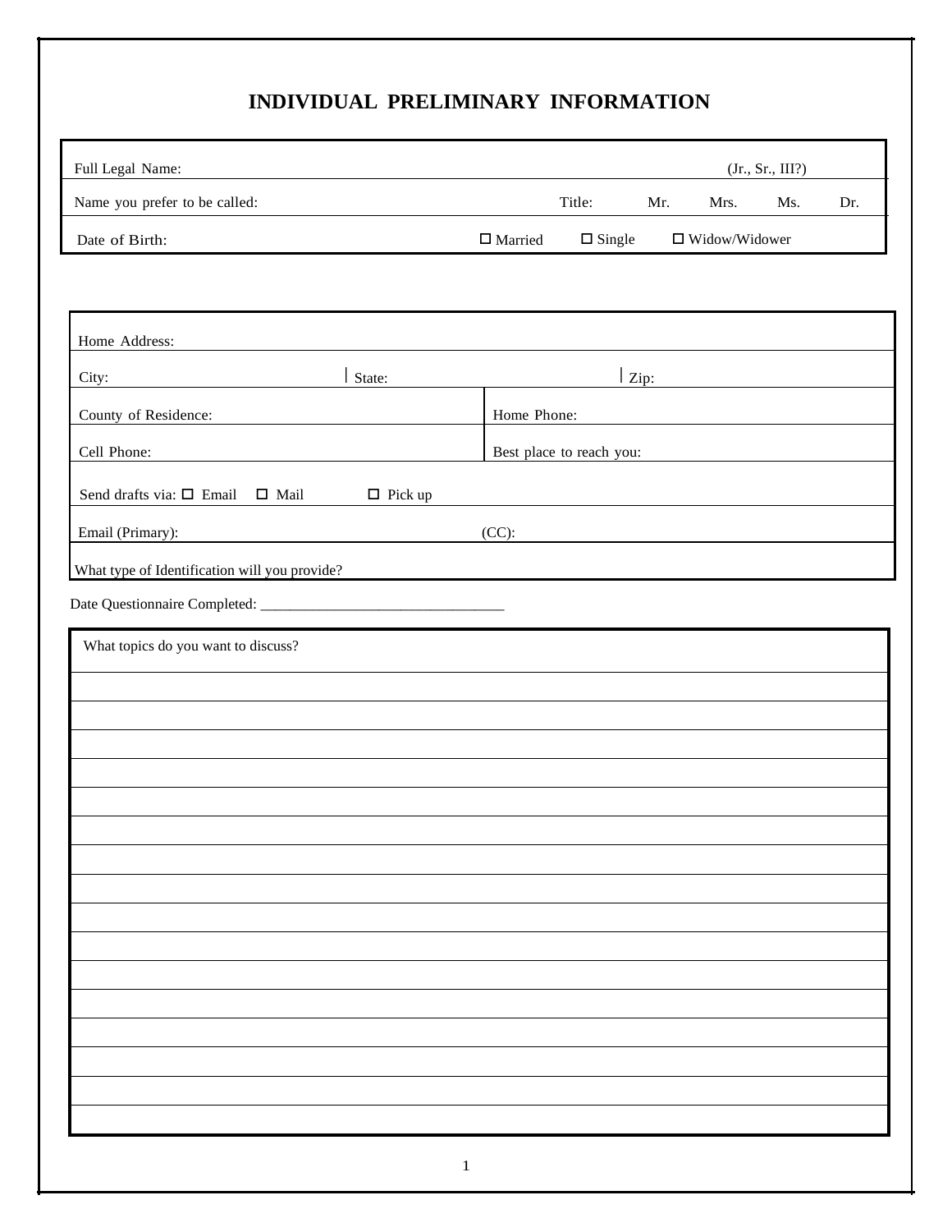# INDIVIDUAL PRELIMINARY INFORMATION

| Full Legal Name: | | | (Jr., Sr., III?) | | |
|---|---|---|---|---|---|
| Name you prefer to be called: | Title: | Mr. | Mrs. | Ms. | Dr. |
| Date of Birth: | ☐ Married | ☐ Single | ☐ Widow/Widower | | |

| Home Address: | | |
|---|---|---|
| City: | State: | Zip: |
| County of Residence: | Home Phone: | |
| Cell Phone: | Best place to reach you: | |
| Send drafts via: ☐ Email ☐ Mail ☐ Pick up | | |
| Email (Primary): | (CC): | |
| What type of Identification will you provide? | | |

Date Questionnaire Completed: _________________________________

| What topics do you want to discuss? |
|---|
| |
| |
| |
| |
| |
| |
| |
| |
| |
| |
| |
| |
| |
| |
| |
| |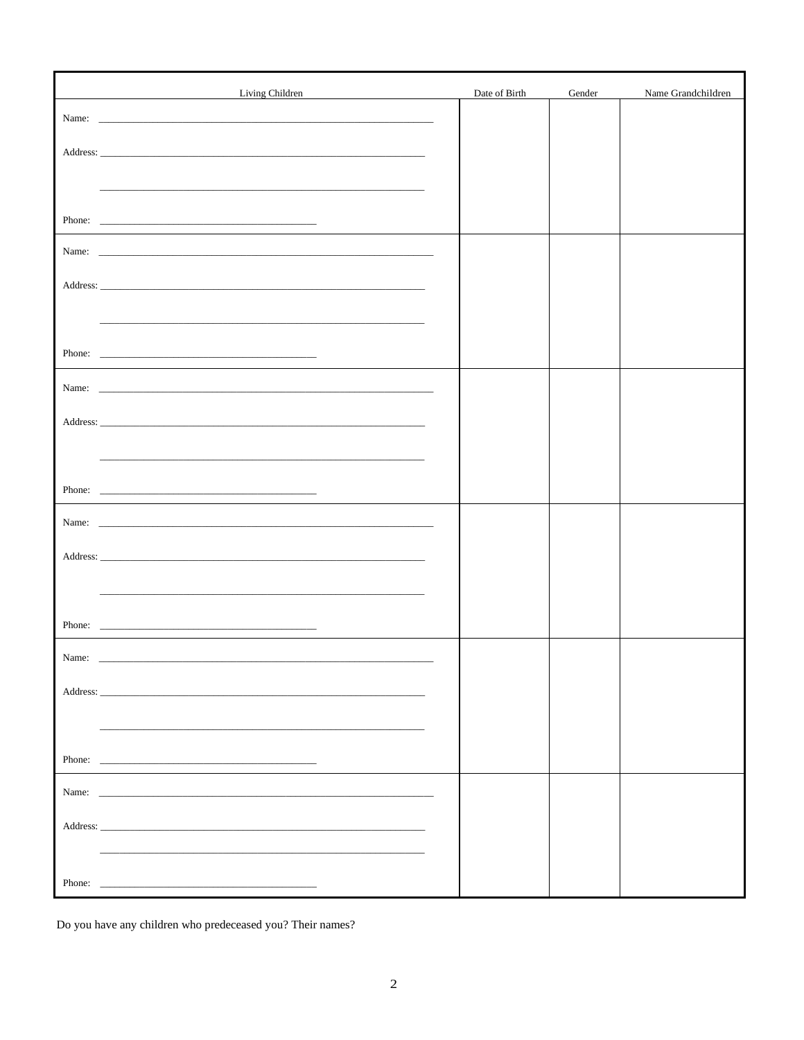| Living Children | Date of Birth | Gender | Name Grandchildren |
|---|---|---|---|
| Name: ______________________________<br><br>Address: ______________________________<br><br>______________________________<br><br>Phone: ____________________ | | | |
| Name: ______________________________<br><br>Address: ______________________________<br><br>______________________________<br><br>Phone: ____________________ | | | |
| Name: ______________________________<br><br>Address: ______________________________<br><br>______________________________<br><br>Phone: ____________________ | | | |
| Name: ______________________________<br><br>Address: ______________________________<br><br>______________________________<br><br>Phone: ____________________ | | | |
| Name: ______________________________<br><br>Address: ______________________________<br><br>______________________________<br><br>Phone: ____________________ | | | |
| Name: ______________________________<br><br>Address: ______________________________<br><br>______________________________<br><br>Phone: ____________________ | | | |

Do you have any children who predeceased you? Their names?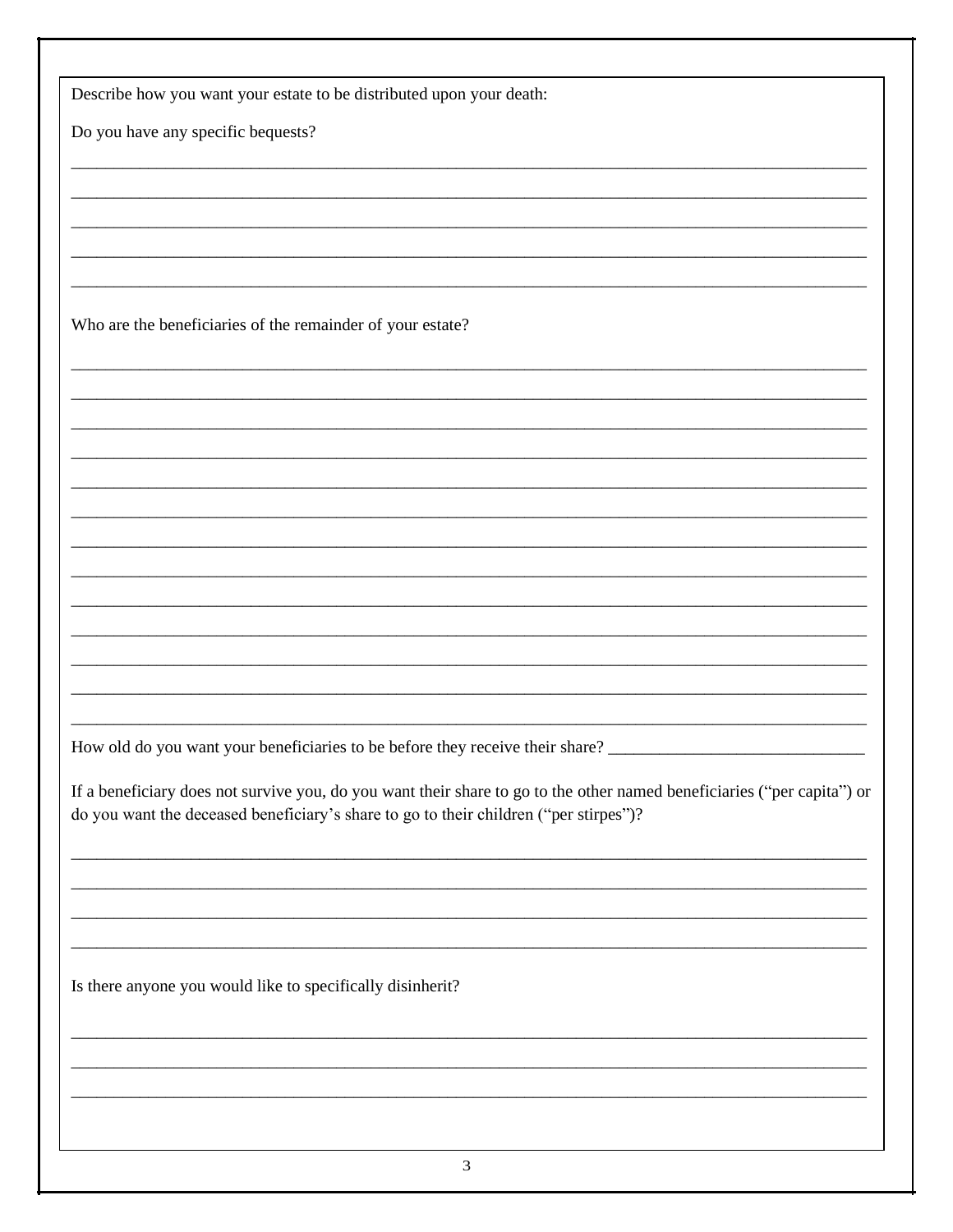Describe how you want your estate to be distributed upon your death:

Do you have any specific bequests?

_______________________________________________________________________________________________

_______________________________________________________________________________________________

_______________________________________________________________________________________________

_______________________________________________________________________________________________

_______________________________________________________________________________________________

Who are the beneficiaries of the remainder of your estate?

_______________________________________________________________________________________________

_______________________________________________________________________________________________

_______________________________________________________________________________________________

_______________________________________________________________________________________________

_______________________________________________________________________________________________

_______________________________________________________________________________________________

_______________________________________________________________________________________________

_______________________________________________________________________________________________

_______________________________________________________________________________________________

_______________________________________________________________________________________________

_______________________________________________________________________________________________

_______________________________________________________________________________________________

_______________________________________________________________________________________________

How old do you want your beneficiaries to be before they receive their share? ______________________________

If a beneficiary does not survive you, do you want their share to go to the other named beneficiaries ("per capita") or do you want the deceased beneficiary's share to go to their children ("per stirpes")?

_______________________________________________________________________________________________

_______________________________________________________________________________________________

_______________________________________________________________________________________________

_______________________________________________________________________________________________

Is there anyone you would like to specifically disinherit?

_______________________________________________________________________________________________

_______________________________________________________________________________________________

_______________________________________________________________________________________________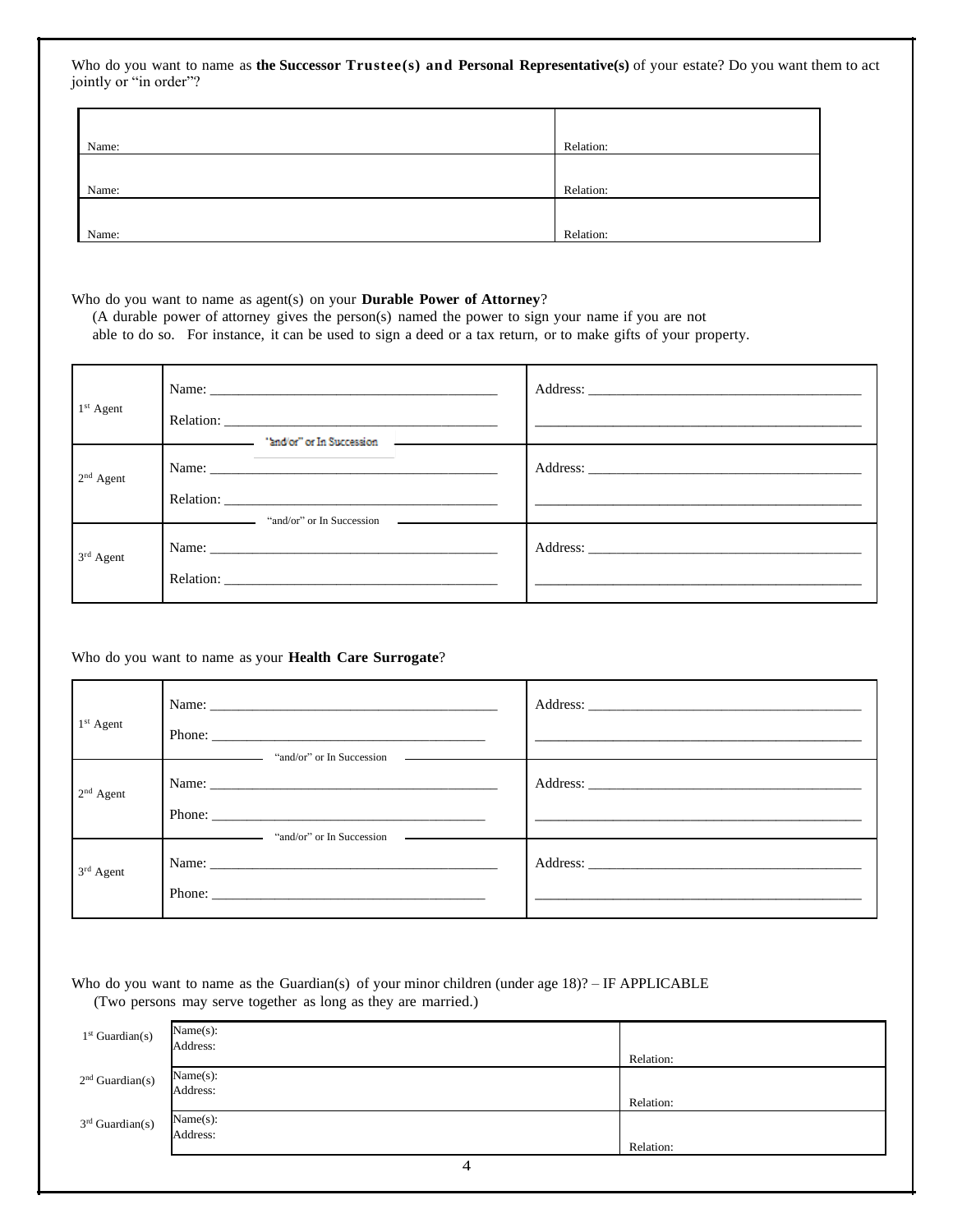Who do you want to name as **the Successor Trustee(s) and Personal Representative(s)** of your estate? Do you want them to act jointly or "in order"?

| | |
|---|---|
| Name: | Relation: |
| Name: | Relation: |
| Name: | Relation: |

Who do you want to name as agent(s) on your **Durable Power of Attorney**?

(A durable power of attorney gives the person(s) named the power to sign your name if you are not able to do so. For instance, it can be used to sign a deed or a tax return, or to make gifts of your property.

| | | |
|---|---|---|
| 1st Agent | Name: ______________________ Relation: ______________________ | Address: ______________________ ______________________ |
| | "and/or" or In Succession | |
| 2nd Agent | Name: ______________________ Relation: ______________________ | Address: ______________________ ______________________ |
| | "and/or" or In Succession | |
| 3rd Agent | Name: ______________________ Relation: ______________________ | Address: ______________________ ______________________ |

Who do you want to name as your **Health Care Surrogate**?

| | | |
|---|---|---|
| 1st Agent | Name: ______________________ Phone: ______________________ | Address: ______________________ ______________________ |
| | "and/or" or In Succession | |
| 2nd Agent | Name: ______________________ Phone: ______________________ | Address: ______________________ ______________________ |
| | "and/or" or In Succession | |
| 3rd Agent | Name: ______________________ Phone: ______________________ | Address: ______________________ ______________________ |

Who do you want to name as the Guardian(s) of your minor children (under age 18)? – IF APPLICABLE

(Two persons may serve together as long as they are married.)

| | | |
|---|---|---|
| 1st Guardian(s) | Name(s): Address: | Relation: |
| 2nd Guardian(s) | Name(s): Address: | Relation: |
| 3rd Guardian(s) | Name(s): Address: | Relation: |